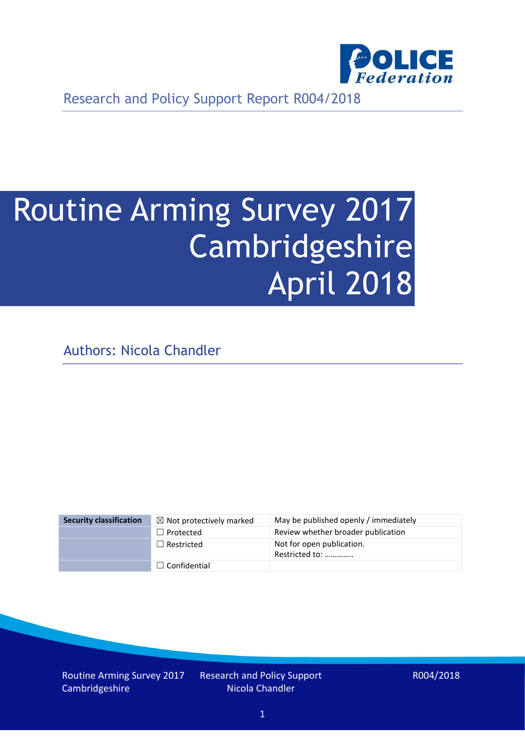Research and Policy Support Report R004/2018

# Routine Arming Survey 2017 Cambridgeshire April 2018

Authors: Nicola Chandler

| Security classification | | |
|---|---|---|
| | ☒ Not protectively marked | May be published openly / immediately |
| | ☐ Protected | Review whether broader publication |
| | ☐ Restricted | Not for open publication. Restricted to: ………….. |
| | ☐ Confidential | |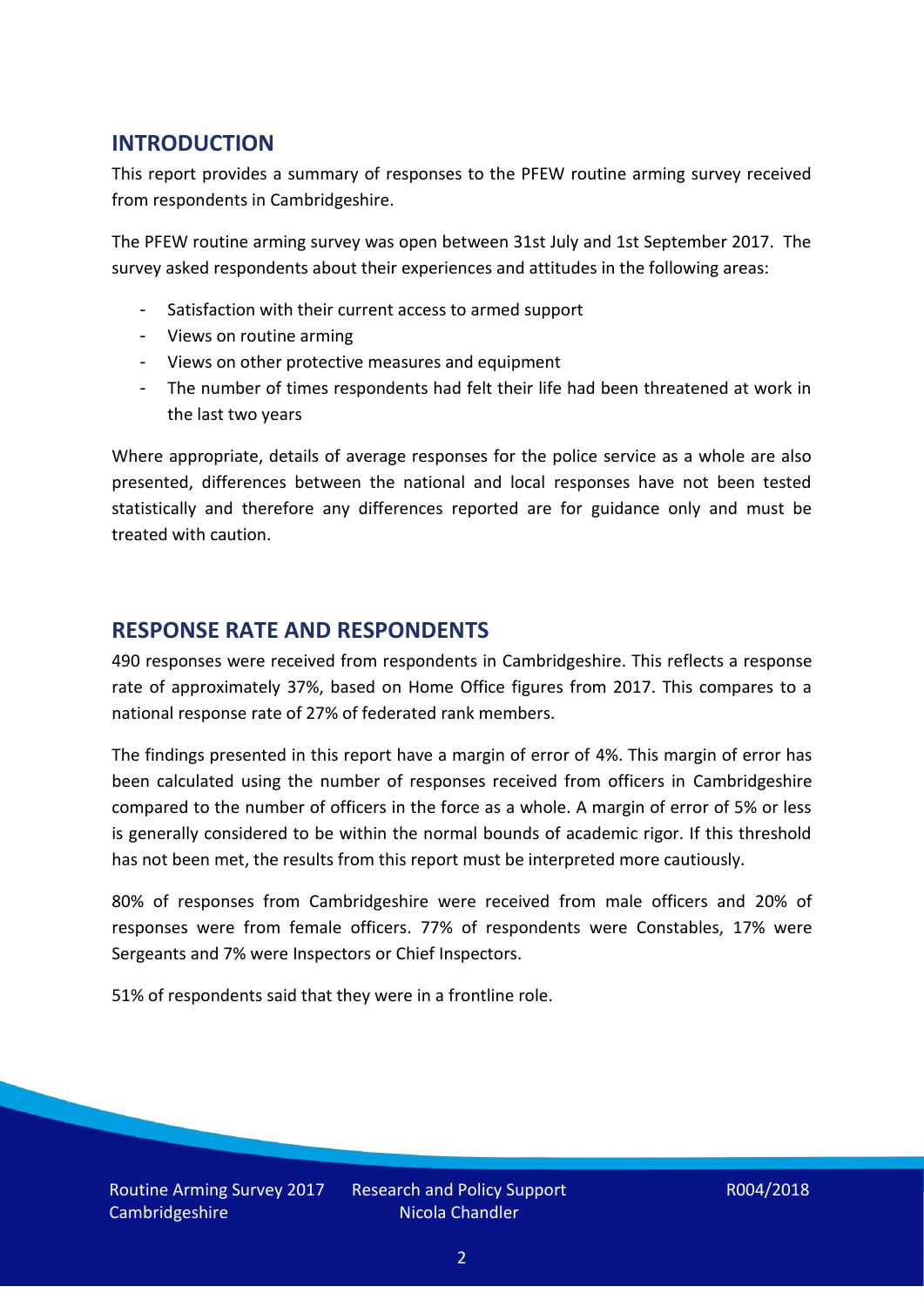## INTRODUCTION

This report provides a summary of responses to the PFEW routine arming survey received from respondents in Cambridgeshire.

The PFEW routine arming survey was open between 31st July and 1st September 2017. The survey asked respondents about their experiences and attitudes in the following areas:

- Satisfaction with their current access to armed support
- Views on routine arming
- Views on other protective measures and equipment
- The number of times respondents had felt their life had been threatened at work in the last two years

Where appropriate, details of average responses for the police service as a whole are also presented, differences between the national and local responses have not been tested statistically and therefore any differences reported are for guidance only and must be treated with caution.

## RESPONSE RATE AND RESPONDENTS

490 responses were received from respondents in Cambridgeshire. This reflects a response rate of approximately 37%, based on Home Office figures from 2017. This compares to a national response rate of 27% of federated rank members.

The findings presented in this report have a margin of error of 4%. This margin of error has been calculated using the number of responses received from officers in Cambridgeshire compared to the number of officers in the force as a whole. A margin of error of 5% or less is generally considered to be within the normal bounds of academic rigor. If this threshold has not been met, the results from this report must be interpreted more cautiously.

80% of responses from Cambridgeshire were received from male officers and 20% of responses were from female officers. 77% of respondents were Constables, 17% were Sergeants and 7% were Inspectors or Chief Inspectors.

51% of respondents said that they were in a frontline role.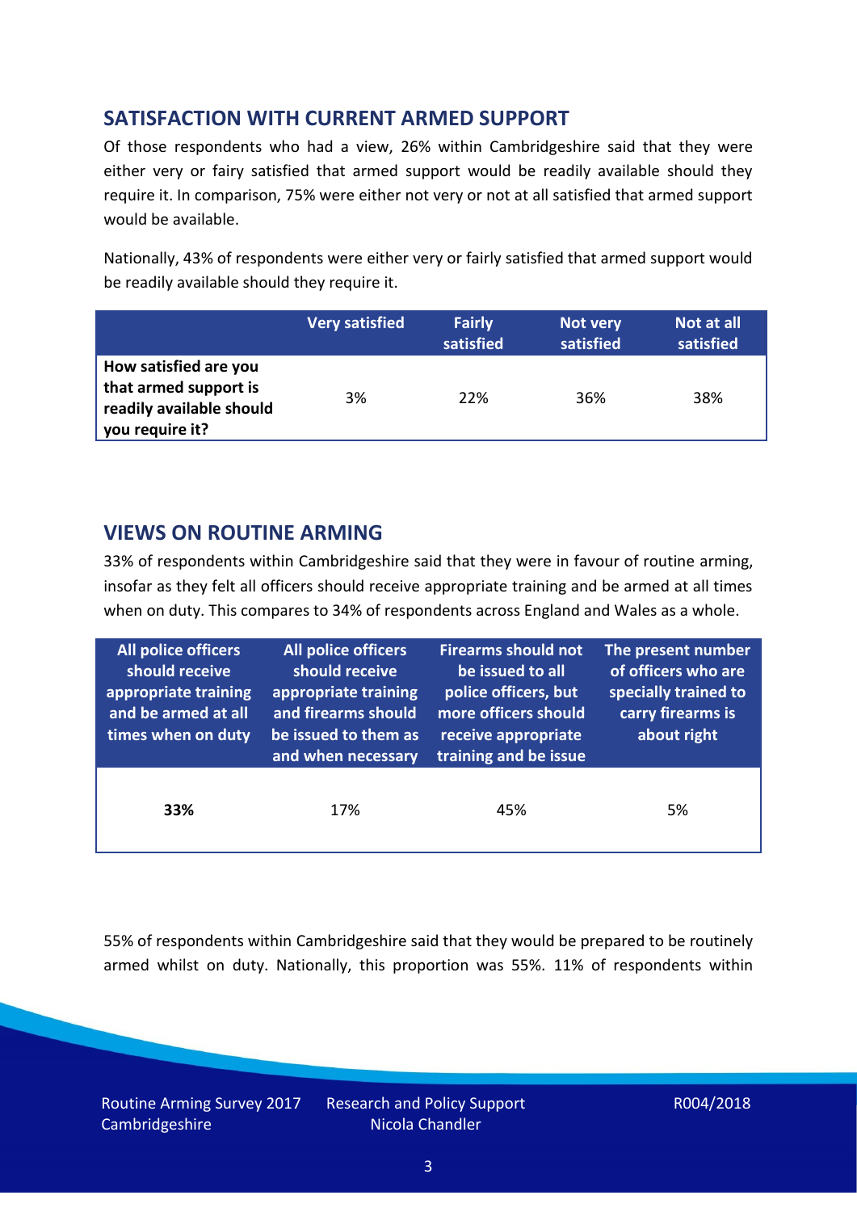## SATISFACTION WITH CURRENT ARMED SUPPORT

Of those respondents who had a view, 26% within Cambridgeshire said that they were either very or fairy satisfied that armed support would be readily available should they require it. In comparison, 75% were either not very or not at all satisfied that armed support would be available.

Nationally, 43% of respondents were either very or fairly satisfied that armed support would be readily available should they require it.

| | Very satisfied | Fairly satisfied | Not very satisfied | Not at all satisfied |
|---|---|---|---|---|
| **How satisfied are you that armed support is readily available should you require it?** | 3% | 22% | 36% | 38% |

## VIEWS ON ROUTINE ARMING

33% of respondents within Cambridgeshire said that they were in favour of routine arming, insofar as they felt all officers should receive appropriate training and be armed at all times when on duty. This compares to 34% of respondents across England and Wales as a whole.

| All police officers should receive appropriate training and be armed at all times when on duty | All police officers should receive appropriate training and firearms should be issued to them as and when necessary | Firearms should not be issued to all police officers, but more officers should receive appropriate training and be issue | The present number of officers who are specially trained to carry firearms is about right |
|---|---|---|---|
| **33%** | 17% | 45% | 5% |

55% of respondents within Cambridgeshire said that they would be prepared to be routinely armed whilst on duty. Nationally, this proportion was 55%. 11% of respondents within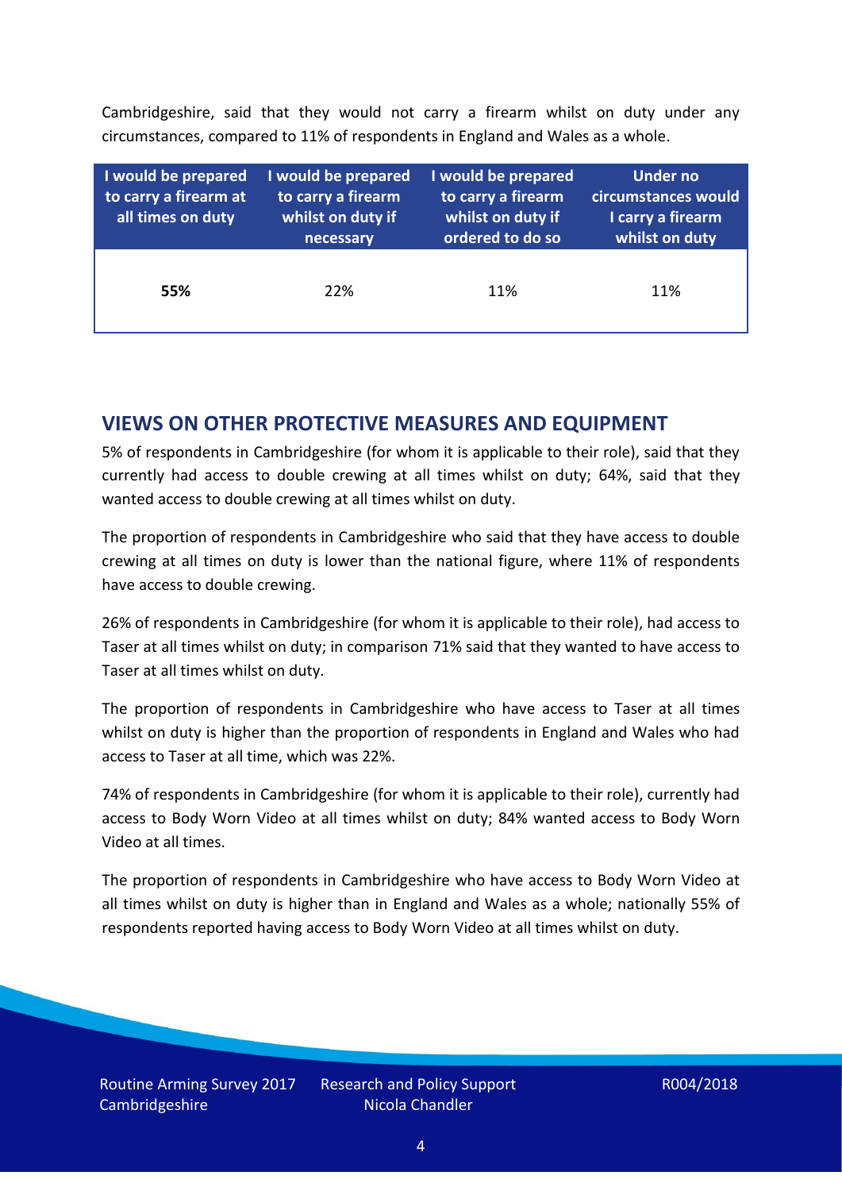Cambridgeshire, said that they would not carry a firearm whilst on duty under any circumstances, compared to 11% of respondents in England and Wales as a whole.

| I would be prepared to carry a firearm at all times on duty | I would be prepared to carry a firearm whilst on duty if necessary | I would be prepared to carry a firearm whilst on duty if ordered to do so | Under no circumstances would I carry a firearm whilst on duty |
|---|---|---|---|
| **55%** | 22% | 11% | 11% |

## VIEWS ON OTHER PROTECTIVE MEASURES AND EQUIPMENT

5% of respondents in Cambridgeshire (for whom it is applicable to their role), said that they currently had access to double crewing at all times whilst on duty; 64%, said that they wanted access to double crewing at all times whilst on duty.

The proportion of respondents in Cambridgeshire who said that they have access to double crewing at all times on duty is lower than the national figure, where 11% of respondents have access to double crewing.

26% of respondents in Cambridgeshire (for whom it is applicable to their role), had access to Taser at all times whilst on duty; in comparison 71% said that they wanted to have access to Taser at all times whilst on duty.

The proportion of respondents in Cambridgeshire who have access to Taser at all times whilst on duty is higher than the proportion of respondents in England and Wales who had access to Taser at all time, which was 22%.

74% of respondents in Cambridgeshire (for whom it is applicable to their role), currently had access to Body Worn Video at all times whilst on duty; 84% wanted access to Body Worn Video at all times.

The proportion of respondents in Cambridgeshire who have access to Body Worn Video at all times whilst on duty is higher than in England and Wales as a whole; nationally 55% of respondents reported having access to Body Worn Video at all times whilst on duty.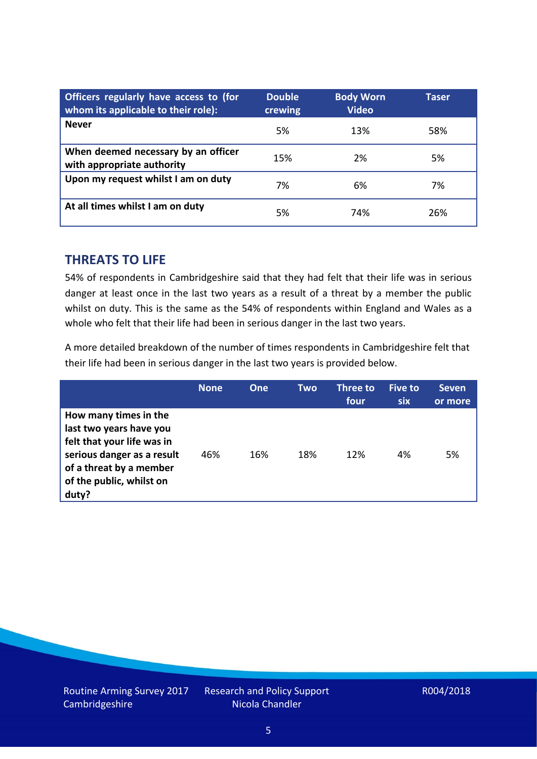| Officers regularly have access to (for whom its applicable to their role): | Double crewing | Body Worn Video | Taser |
|---|---|---|---|
| **Never** | 5% | 13% | 58% |
| **When deemed necessary by an officer with appropriate authority** | 15% | 2% | 5% |
| **Upon my request whilst I am on duty** | 7% | 6% | 7% |
| **At all times whilst I am on duty** | 5% | 74% | 26% |

## THREATS TO LIFE

54% of respondents in Cambridgeshire said that they had felt that their life was in serious danger at least once in the last two years as a result of a threat by a member the public whilst on duty. This is the same as the 54% of respondents within England and Wales as a whole who felt that their life had been in serious danger in the last two years.

A more detailed breakdown of the number of times respondents in Cambridgeshire felt that their life had been in serious danger in the last two years is provided below.

| | None | One | Two | Three to four | Five to six | Seven or more |
|---|---|---|---|---|---|---|
| **How many times in the last two years have you felt that your life was in serious danger as a result of a threat by a member of the public, whilst on duty?** | 46% | 16% | 18% | 12% | 4% | 5% |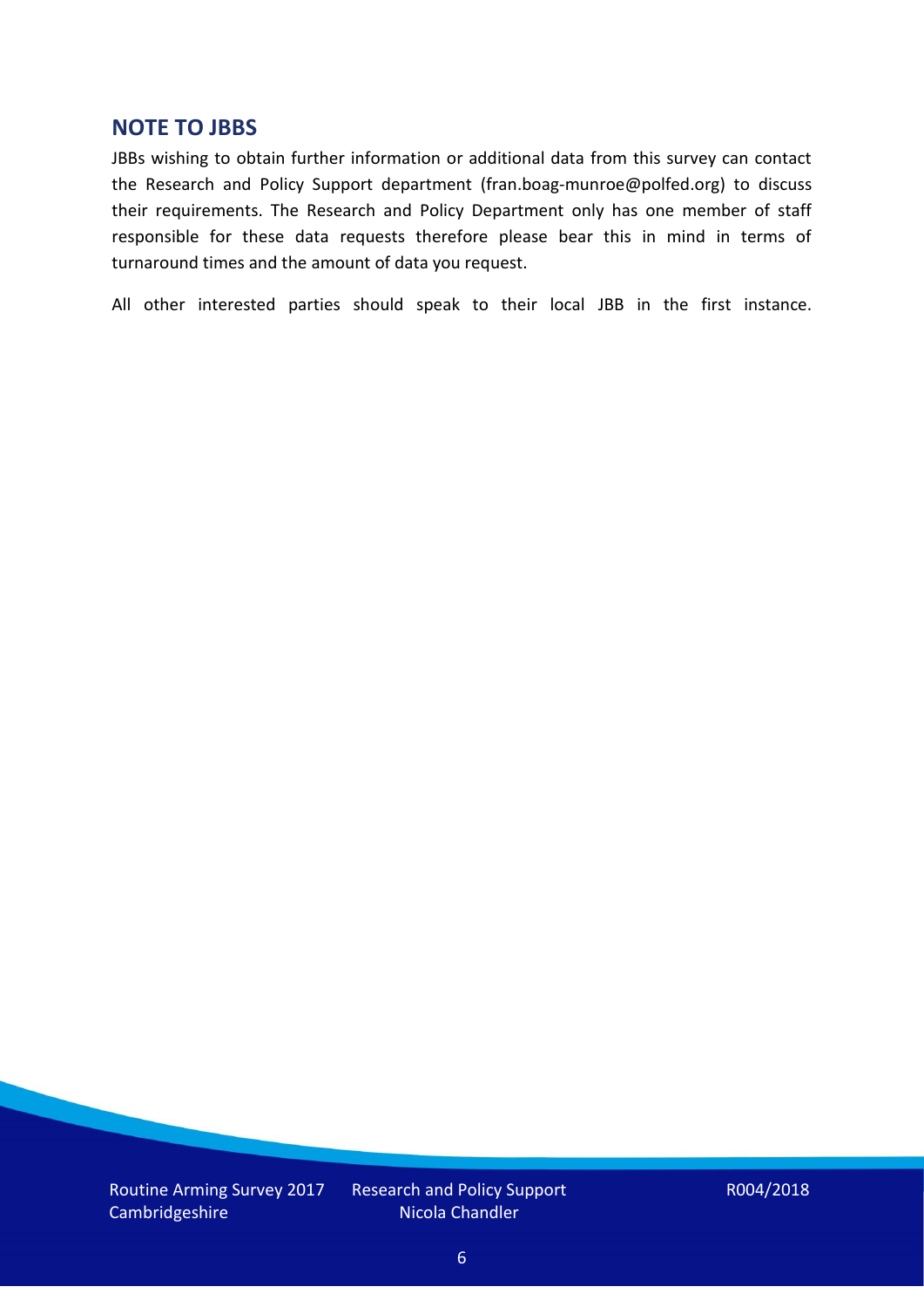## NOTE TO JBBS

JBBs wishing to obtain further information or additional data from this survey can contact the Research and Policy Support department (fran.boag-munroe@polfed.org) to discuss their requirements. The Research and Policy Department only has one member of staff responsible for these data requests therefore please bear this in mind in terms of turnaround times and the amount of data you request.

All other interested parties should speak to their local JBB in the first instance.